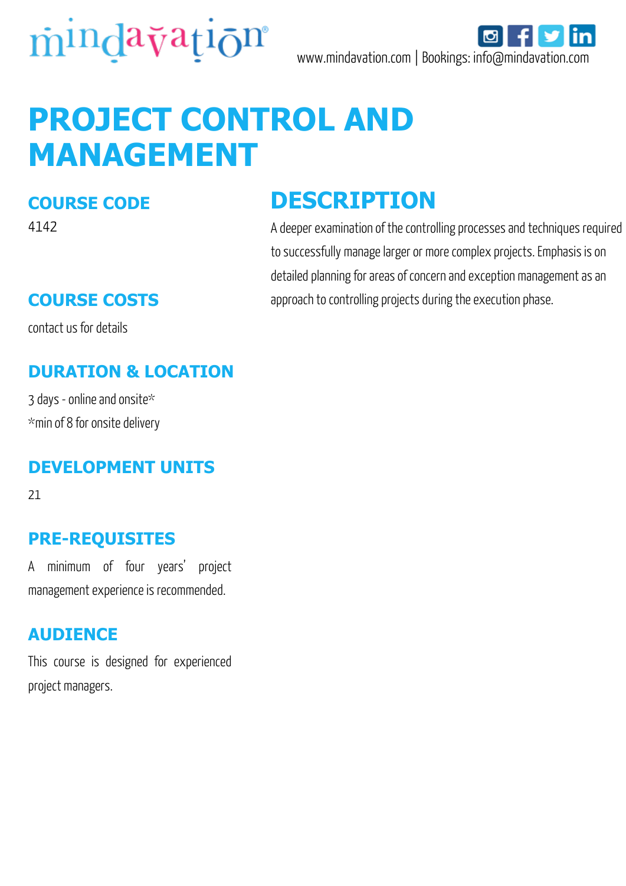www.mindavation.com | Bookings: info@mindavation.com

# PROJECT CONTROL AND MANAGEMENT

## COURSE CODE

4142

## COURSE COSTS

contact us for details

## DURATION & LOCATION

3 days - online and onsite*
*min of 8 for onsite delivery

## DEVELOPMENT UNITS

21

## PRE-REQUISITES

A minimum of four years' project management experience is recommended.

## AUDIENCE

This course is designed for experienced project managers.

## DESCRIPTION

A deeper examination of the controlling processes and techniques required to successfully manage larger or more complex projects. Emphasis is on detailed planning for areas of concern and exception management as an approach to controlling projects during the execution phase.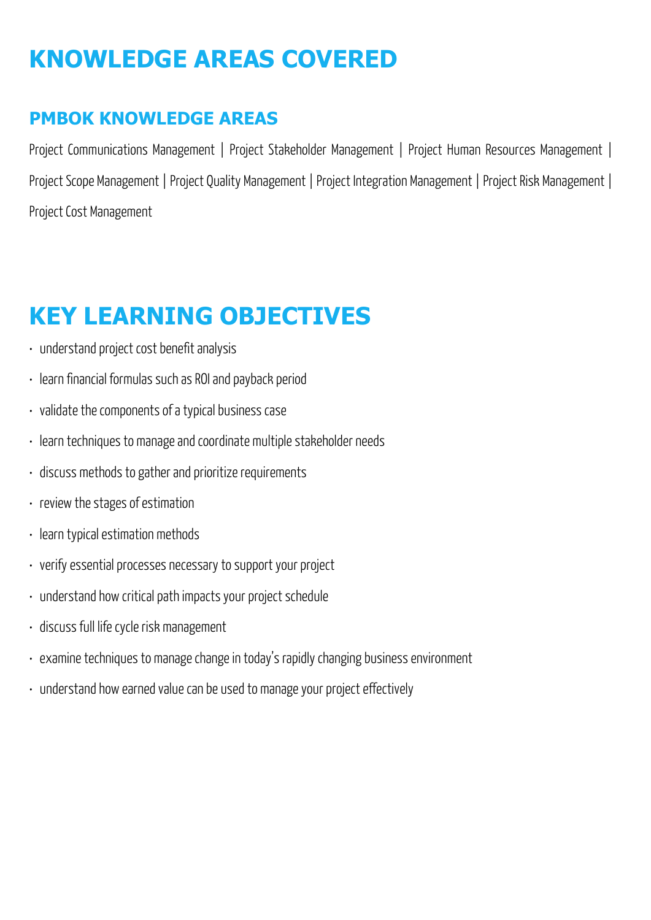# KNOWLEDGE AREAS COVERED

## PMBOK KNOWLEDGE AREAS

Project Communications Management | Project Stakeholder Management | Project Human Resources Management | Project Scope Management | Project Quality Management | Project Integration Management | Project Risk Management | Project Cost Management

# KEY LEARNING OBJECTIVES

- understand project cost benefit analysis
- learn financial formulas such as ROI and payback period
- validate the components of a typical business case
- learn techniques to manage and coordinate multiple stakeholder needs
- discuss methods to gather and prioritize requirements
- review the stages of estimation
- learn typical estimation methods
- verify essential processes necessary to support your project
- understand how critical path impacts your project schedule
- discuss full life cycle risk management
- examine techniques to manage change in today's rapidly changing business environment
- understand how earned value can be used to manage your project effectively